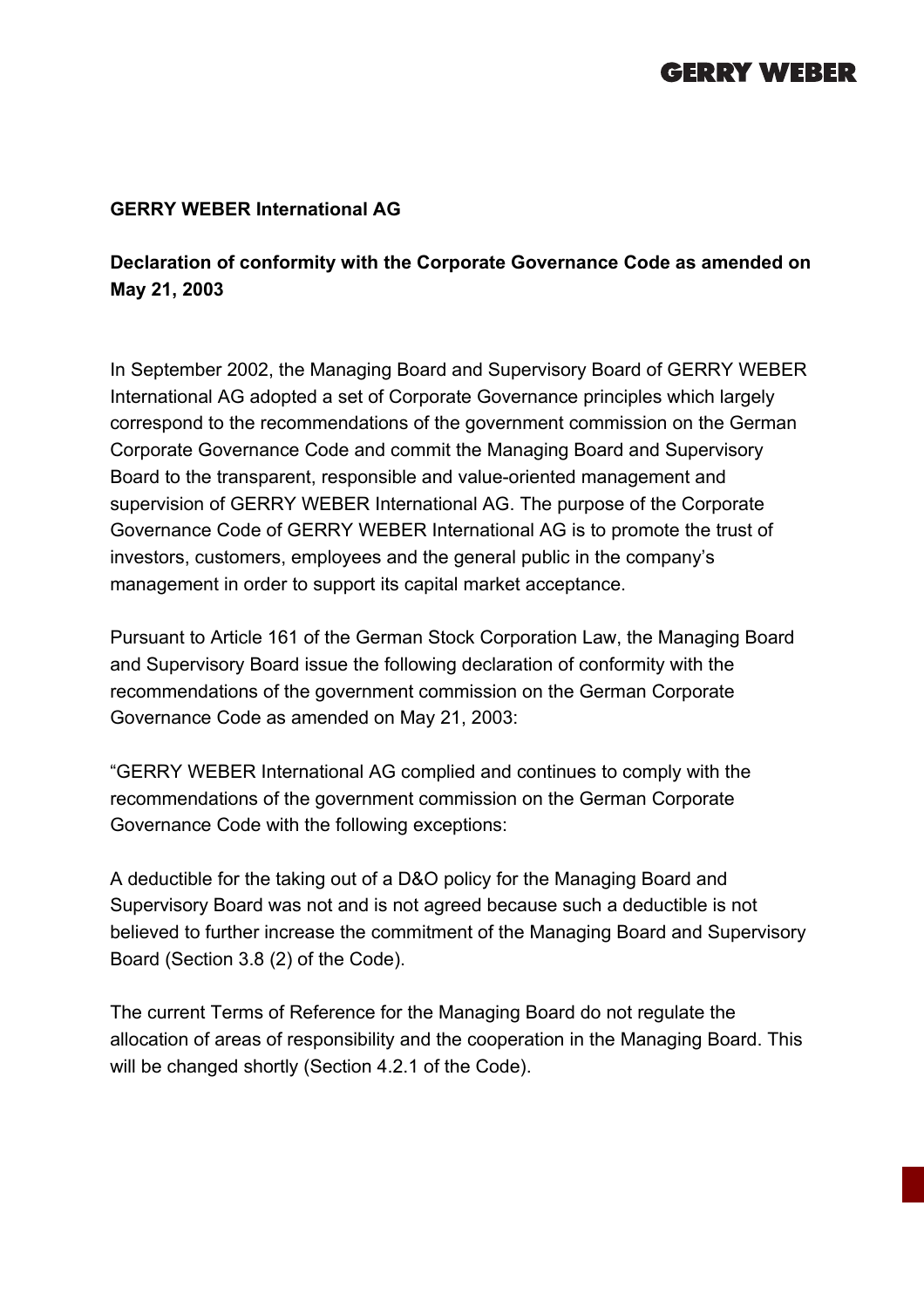**GERRY WEBER International AG**

**Declaration of conformity with the Corporate Governance Code as amended on May 21, 2003**

In September 2002, the Managing Board and Supervisory Board of GERRY WEBER International AG adopted a set of Corporate Governance principles which largely correspond to the recommendations of the government commission on the German Corporate Governance Code and commit the Managing Board and Supervisory Board to the transparent, responsible and value-oriented management and supervision of GERRY WEBER International AG. The purpose of the Corporate Governance Code of GERRY WEBER International AG is to promote the trust of investors, customers, employees and the general public in the company's management in order to support its capital market acceptance.

Pursuant to Article 161 of the German Stock Corporation Law, the Managing Board and Supervisory Board issue the following declaration of conformity with the recommendations of the government commission on the German Corporate Governance Code as amended on May 21, 2003:

"GERRY WEBER International AG complied and continues to comply with the recommendations of the government commission on the German Corporate Governance Code with the following exceptions:

A deductible for the taking out of a D&O policy for the Managing Board and Supervisory Board was not and is not agreed because such a deductible is not believed to further increase the commitment of the Managing Board and Supervisory Board (Section 3.8 (2) of the Code).

The current Terms of Reference for the Managing Board do not regulate the allocation of areas of responsibility and the cooperation in the Managing Board. This will be changed shortly (Section 4.2.1 of the Code).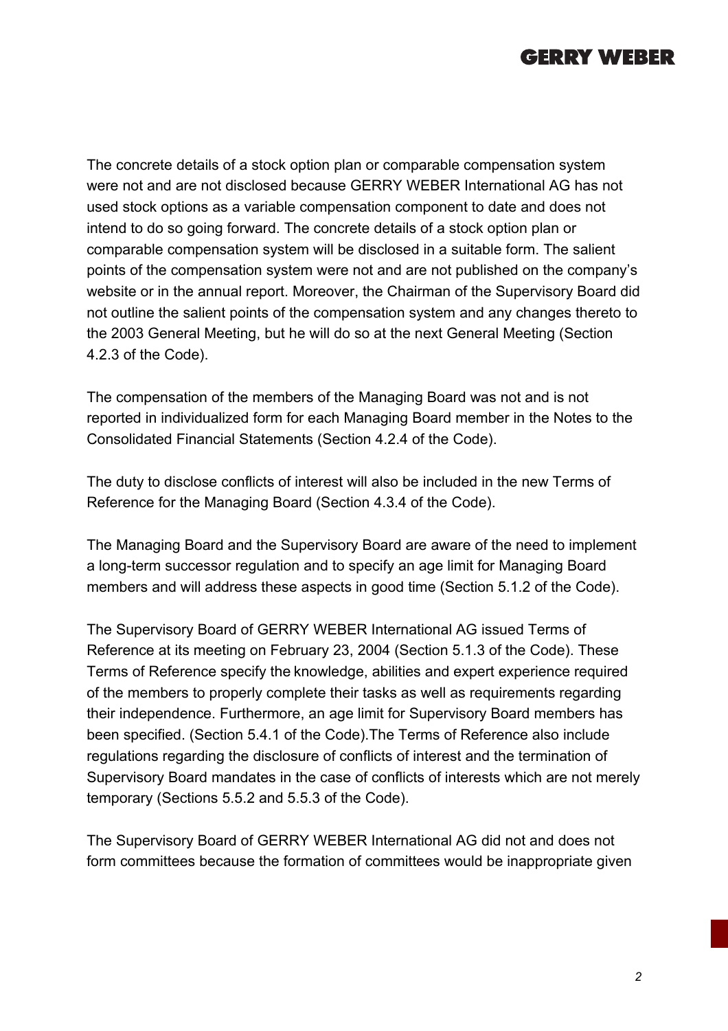The concrete details of a stock option plan or comparable compensation system were not and are not disclosed because GERRY WEBER International AG has not used stock options as a variable compensation component to date and does not intend to do so going forward. The concrete details of a stock option plan or comparable compensation system will be disclosed in a suitable form. The salient points of the compensation system were not and are not published on the company's website or in the annual report. Moreover, the Chairman of the Supervisory Board did not outline the salient points of the compensation system and any changes thereto to the 2003 General Meeting, but he will do so at the next General Meeting (Section 4.2.3 of the Code).

The compensation of the members of the Managing Board was not and is not reported in individualized form for each Managing Board member in the Notes to the Consolidated Financial Statements (Section 4.2.4 of the Code).

The duty to disclose conflicts of interest will also be included in the new Terms of Reference for the Managing Board (Section 4.3.4 of the Code).

The Managing Board and the Supervisory Board are aware of the need to implement a long-term successor regulation and to specify an age limit for Managing Board members and will address these aspects in good time (Section 5.1.2 of the Code).

The Supervisory Board of GERRY WEBER International AG issued Terms of Reference at its meeting on February 23, 2004 (Section 5.1.3 of the Code). These Terms of Reference specify the knowledge, abilities and expert experience required of the members to properly complete their tasks as well as requirements regarding their independence. Furthermore, an age limit for Supervisory Board members has been specified. (Section 5.4.1 of the Code).The Terms of Reference also include regulations regarding the disclosure of conflicts of interest and the termination of Supervisory Board mandates in the case of conflicts of interests which are not merely temporary (Sections 5.5.2 and 5.5.3 of the Code).

The Supervisory Board of GERRY WEBER International AG did not and does not form committees because the formation of committees would be inappropriate given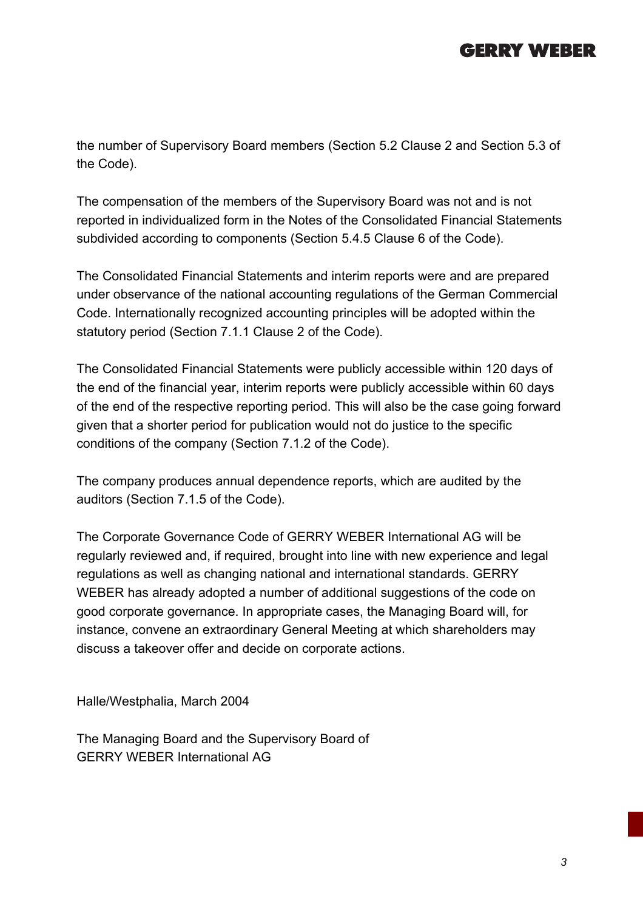the number of Supervisory Board members (Section 5.2 Clause 2 and Section 5.3 of the Code).

The compensation of the members of the Supervisory Board was not and is not reported in individualized form in the Notes of the Consolidated Financial Statements subdivided according to components (Section 5.4.5 Clause 6 of the Code).

The Consolidated Financial Statements and interim reports were and are prepared under observance of the national accounting regulations of the German Commercial Code. Internationally recognized accounting principles will be adopted within the statutory period (Section 7.1.1 Clause 2 of the Code).

The Consolidated Financial Statements were publicly accessible within 120 days of the end of the financial year, interim reports were publicly accessible within 60 days of the end of the respective reporting period. This will also be the case going forward given that a shorter period for publication would not do justice to the specific conditions of the company (Section 7.1.2 of the Code).

The company produces annual dependence reports, which are audited by the auditors (Section 7.1.5 of the Code).

The Corporate Governance Code of GERRY WEBER International AG will be regularly reviewed and, if required, brought into line with new experience and legal regulations as well as changing national and international standards. GERRY WEBER has already adopted a number of additional suggestions of the code on good corporate governance. In appropriate cases, the Managing Board will, for instance, convene an extraordinary General Meeting at which shareholders may discuss a takeover offer and decide on corporate actions.

Halle/Westphalia, March 2004

The Managing Board and the Supervisory Board of
GERRY WEBER International AG